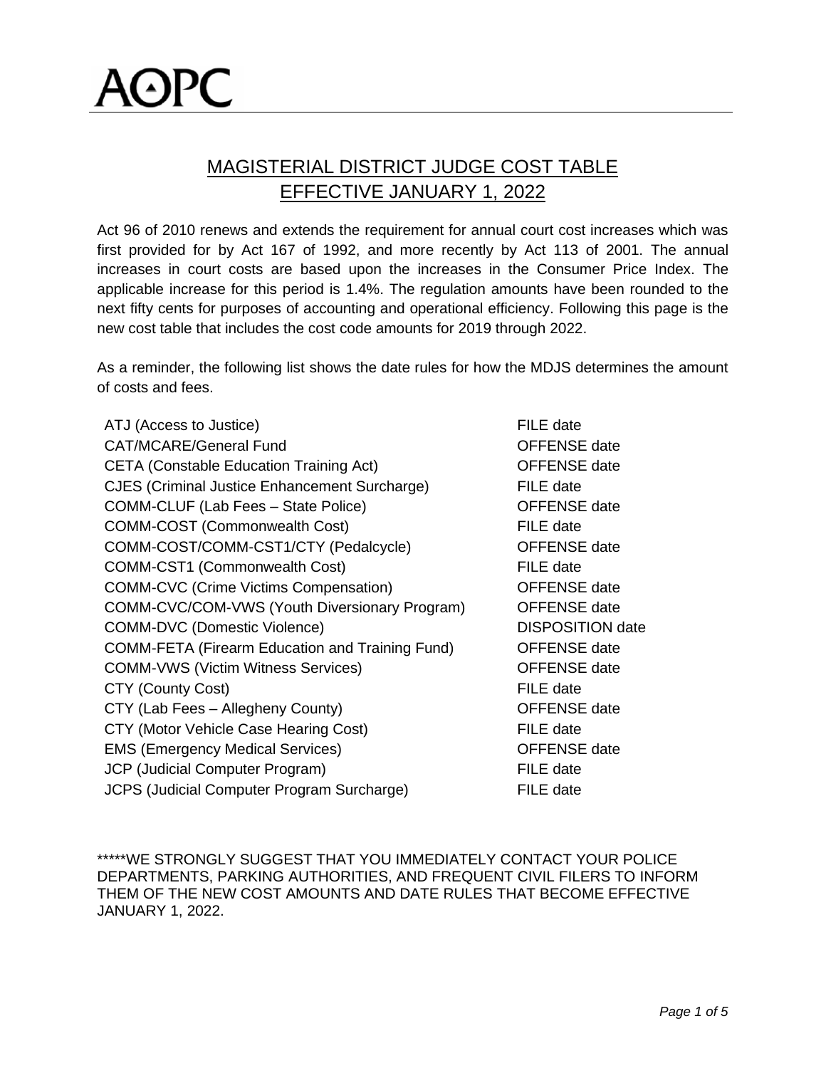AOPC

# MAGISTERIAL DISTRICT JUDGE COST TABLE
# EFFECTIVE JANUARY 1, 2022

Act 96 of 2010 renews and extends the requirement for annual court cost increases which was first provided for by Act 167 of 1992, and more recently by Act 113 of 2001. The annual increases in court costs are based upon the increases in the Consumer Price Index. The applicable increase for this period is 1.4%. The regulation amounts have been rounded to the next fifty cents for purposes of accounting and operational efficiency. Following this page is the new cost table that includes the cost code amounts for 2019 through 2022.

As a reminder, the following list shows the date rules for how the MDJS determines the amount of costs and fees.

| | |
|---|---|
| ATJ (Access to Justice) | FILE date |
| CAT/MCARE/General Fund | OFFENSE date |
| CETA (Constable Education Training Act) | OFFENSE date |
| CJES (Criminal Justice Enhancement Surcharge) | FILE date |
| COMM-CLUF (Lab Fees – State Police) | OFFENSE date |
| COMM-COST (Commonwealth Cost) | FILE date |
| COMM-COST/COMM-CST1/CTY (Pedalcycle) | OFFENSE date |
| COMM-CST1 (Commonwealth Cost) | FILE date |
| COMM-CVC (Crime Victims Compensation) | OFFENSE date |
| COMM-CVC/COM-VWS (Youth Diversionary Program) | OFFENSE date |
| COMM-DVC (Domestic Violence) | DISPOSITION date |
| COMM-FETA (Firearm Education and Training Fund) | OFFENSE date |
| COMM-VWS (Victim Witness Services) | OFFENSE date |
| CTY (County Cost) | FILE date |
| CTY (Lab Fees – Allegheny County) | OFFENSE date |
| CTY (Motor Vehicle Case Hearing Cost) | FILE date |
| EMS (Emergency Medical Services) | OFFENSE date |
| JCP (Judicial Computer Program) | FILE date |
| JCPS (Judicial Computer Program Surcharge) | FILE date |

*****WE STRONGLY SUGGEST THAT YOU IMMEDIATELY CONTACT YOUR POLICE DEPARTMENTS, PARKING AUTHORITIES, AND FREQUENT CIVIL FILERS TO INFORM THEM OF THE NEW COST AMOUNTS AND DATE RULES THAT BECOME EFFECTIVE JANUARY 1, 2022.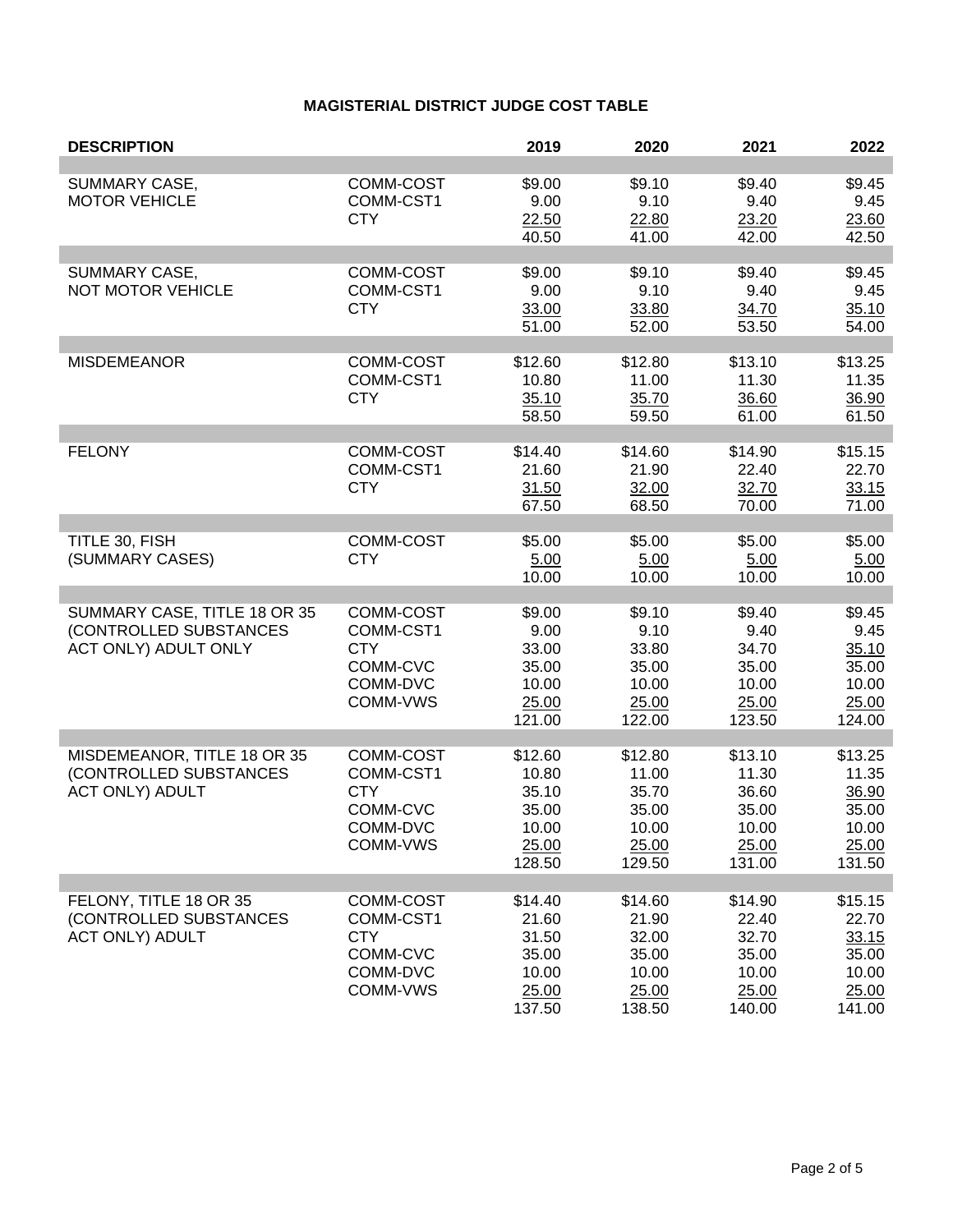# MAGISTERIAL DISTRICT JUDGE COST TABLE

| DESCRIPTION | | 2019 | 2020 | 2021 | 2022 |
|---|---|---|---|---|---|
| SUMMARY CASE, MOTOR VEHICLE | COMM-COST | $9.00 | $9.10 | $9.40 | $9.45 |
| | COMM-CST1 | 9.00 | 9.10 | 9.40 | 9.45 |
| | CTY | 22.50 | 22.80 | 23.20 | 23.60 |
| | | 40.50 | 41.00 | 42.00 | 42.50 |
| SUMMARY CASE, NOT MOTOR VEHICLE | COMM-COST | $9.00 | $9.10 | $9.40 | $9.45 |
| | COMM-CST1 | 9.00 | 9.10 | 9.40 | 9.45 |
| | CTY | 33.00 | 33.80 | 34.70 | 35.10 |
| | | 51.00 | 52.00 | 53.50 | 54.00 |
| MISDEMEANOR | COMM-COST | $12.60 | $12.80 | $13.10 | $13.25 |
| | COMM-CST1 | 10.80 | 11.00 | 11.30 | 11.35 |
| | CTY | 35.10 | 35.70 | 36.60 | 36.90 |
| | | 58.50 | 59.50 | 61.00 | 61.50 |
| FELONY | COMM-COST | $14.40 | $14.60 | $14.90 | $15.15 |
| | COMM-CST1 | 21.60 | 21.90 | 22.40 | 22.70 |
| | CTY | 31.50 | 32.00 | 32.70 | 33.15 |
| | | 67.50 | 68.50 | 70.00 | 71.00 |
| TITLE 30, FISH (SUMMARY CASES) | COMM-COST | $5.00 | $5.00 | $5.00 | $5.00 |
| | CTY | 5.00 | 5.00 | 5.00 | 5.00 |
| | | 10.00 | 10.00 | 10.00 | 10.00 |
| SUMMARY CASE, TITLE 18 OR 35 (CONTROLLED SUBSTANCES ACT ONLY) ADULT ONLY | COMM-COST | $9.00 | $9.10 | $9.40 | $9.45 |
| | COMM-CST1 | 9.00 | 9.10 | 9.40 | 9.45 |
| | CTY | 33.00 | 33.80 | 34.70 | 35.10 |
| | COMM-CVC | 35.00 | 35.00 | 35.00 | 35.00 |
| | COMM-DVC | 10.00 | 10.00 | 10.00 | 10.00 |
| | COMM-VWS | 25.00 | 25.00 | 25.00 | 25.00 |
| | | 121.00 | 122.00 | 123.50 | 124.00 |
| MISDEMEANOR, TITLE 18 OR 35 (CONTROLLED SUBSTANCES ACT ONLY) ADULT | COMM-COST | $12.60 | $12.80 | $13.10 | $13.25 |
| | COMM-CST1 | 10.80 | 11.00 | 11.30 | 11.35 |
| | CTY | 35.10 | 35.70 | 36.60 | 36.90 |
| | COMM-CVC | 35.00 | 35.00 | 35.00 | 35.00 |
| | COMM-DVC | 10.00 | 10.00 | 10.00 | 10.00 |
| | COMM-VWS | 25.00 | 25.00 | 25.00 | 25.00 |
| | | 128.50 | 129.50 | 131.00 | 131.50 |
| FELONY, TITLE 18 OR 35 (CONTROLLED SUBSTANCES ACT ONLY) ADULT | COMM-COST | $14.40 | $14.60 | $14.90 | $15.15 |
| | COMM-CST1 | 21.60 | 21.90 | 22.40 | 22.70 |
| | CTY | 31.50 | 32.00 | 32.70 | 33.15 |
| | COMM-CVC | 35.00 | 35.00 | 35.00 | 35.00 |
| | COMM-DVC | 10.00 | 10.00 | 10.00 | 10.00 |
| | COMM-VWS | 25.00 | 25.00 | 25.00 | 25.00 |
| | | 137.50 | 138.50 | 140.00 | 141.00 |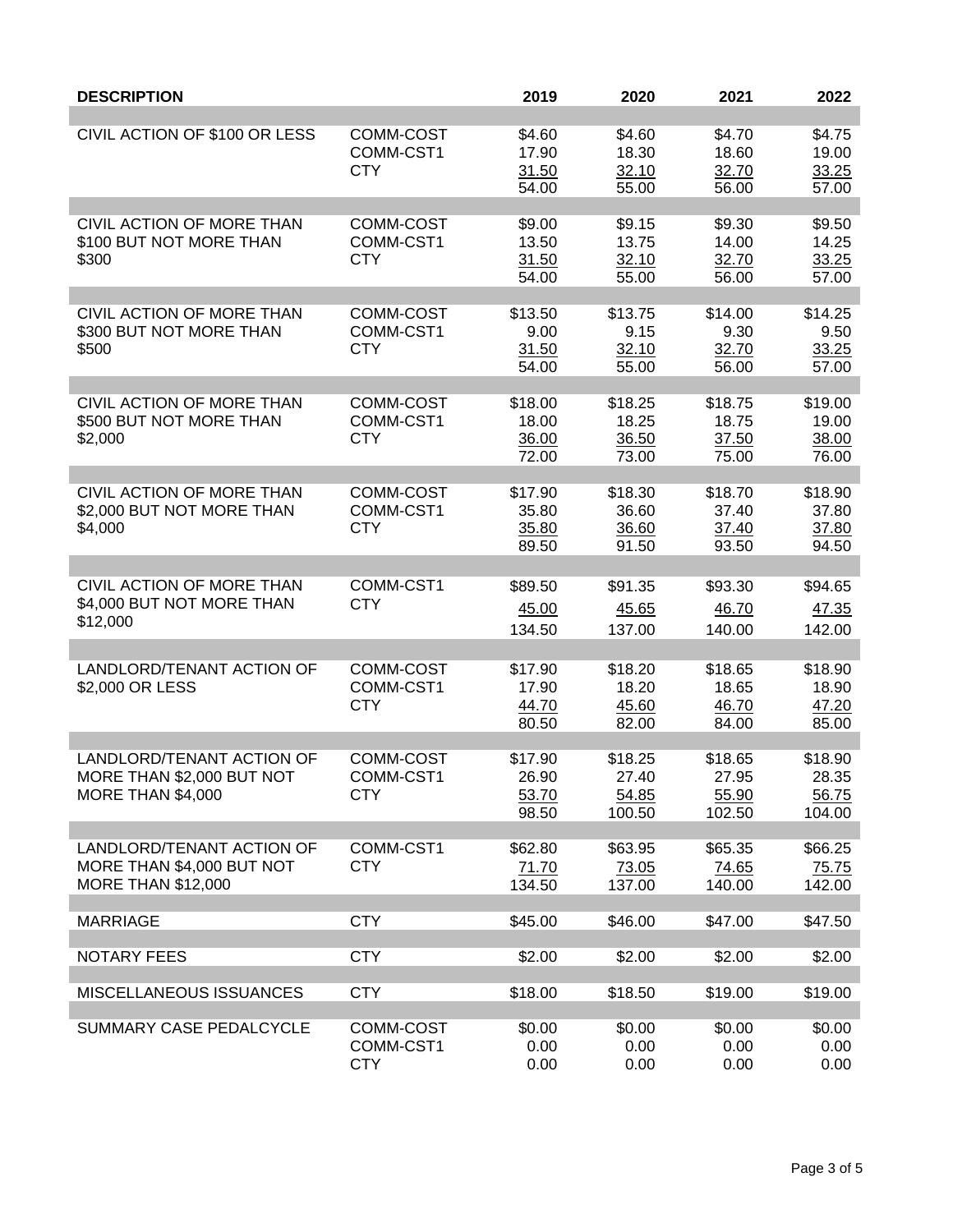| DESCRIPTION | | 2019 | 2020 | 2021 | 2022 |
|---|---|---|---|---|---|
| CIVIL ACTION OF $100 OR LESS | COMM-COST | $4.60 | $4.60 | $4.70 | $4.75 |
| | COMM-CST1 | 17.90 | 18.30 | 18.60 | 19.00 |
| | CTY | 31.50 | 32.10 | 32.70 | 33.25 |
| | | 54.00 | 55.00 | 56.00 | 57.00 |
| CIVIL ACTION OF MORE THAN $100 BUT NOT MORE THAN $300 | COMM-COST | $9.00 | $9.15 | $9.30 | $9.50 |
| | COMM-CST1 | 13.50 | 13.75 | 14.00 | 14.25 |
| | CTY | 31.50 | 32.10 | 32.70 | 33.25 |
| | | 54.00 | 55.00 | 56.00 | 57.00 |
| CIVIL ACTION OF MORE THAN $300 BUT NOT MORE THAN $500 | COMM-COST | $13.50 | $13.75 | $14.00 | $14.25 |
| | COMM-CST1 | 9.00 | 9.15 | 9.30 | 9.50 |
| | CTY | 31.50 | 32.10 | 32.70 | 33.25 |
| | | 54.00 | 55.00 | 56.00 | 57.00 |
| CIVIL ACTION OF MORE THAN $500 BUT NOT MORE THAN $2,000 | COMM-COST | $18.00 | $18.25 | $18.75 | $19.00 |
| | COMM-CST1 | 18.00 | 18.25 | 18.75 | 19.00 |
| | CTY | 36.00 | 36.50 | 37.50 | 38.00 |
| | | 72.00 | 73.00 | 75.00 | 76.00 |
| CIVIL ACTION OF MORE THAN $2,000 BUT NOT MORE THAN $4,000 | COMM-COST | $17.90 | $18.30 | $18.70 | $18.90 |
| | COMM-CST1 | 35.80 | 36.60 | 37.40 | 37.80 |
| | CTY | 35.80 | 36.60 | 37.40 | 37.80 |
| | | 89.50 | 91.50 | 93.50 | 94.50 |
| CIVIL ACTION OF MORE THAN $4,000 BUT NOT MORE THAN $12,000 | COMM-CST1 | $89.50 | $91.35 | $93.30 | $94.65 |
| | CTY | 45.00 | 45.65 | 46.70 | 47.35 |
| | | 134.50 | 137.00 | 140.00 | 142.00 |
| LANDLORD/TENANT ACTION OF $2,000 OR LESS | COMM-COST | $17.90 | $18.20 | $18.65 | $18.90 |
| | COMM-CST1 | 17.90 | 18.20 | 18.65 | 18.90 |
| | CTY | 44.70 | 45.60 | 46.70 | 47.20 |
| | | 80.50 | 82.00 | 84.00 | 85.00 |
| LANDLORD/TENANT ACTION OF MORE THAN $2,000 BUT NOT MORE THAN $4,000 | COMM-COST | $17.90 | $18.25 | $18.65 | $18.90 |
| | COMM-CST1 | 26.90 | 27.40 | 27.95 | 28.35 |
| | CTY | 53.70 | 54.85 | 55.90 | 56.75 |
| | | 98.50 | 100.50 | 102.50 | 104.00 |
| LANDLORD/TENANT ACTION OF MORE THAN $4,000 BUT NOT MORE THAN $12,000 | COMM-CST1 | $62.80 | $63.95 | $65.35 | $66.25 |
| | CTY | 71.70 | 73.05 | 74.65 | 75.75 |
| | | 134.50 | 137.00 | 140.00 | 142.00 |
| MARRIAGE | CTY | $45.00 | $46.00 | $47.00 | $47.50 |
| NOTARY FEES | CTY | $2.00 | $2.00 | $2.00 | $2.00 |
| MISCELLANEOUS ISSUANCES | CTY | $18.00 | $18.50 | $19.00 | $19.00 |
| SUMMARY CASE PEDALCYCLE | COMM-COST | $0.00 | $0.00 | $0.00 | $0.00 |
| | COMM-CST1 | 0.00 | 0.00 | 0.00 | 0.00 |
| | CTY | 0.00 | 0.00 | 0.00 | 0.00 |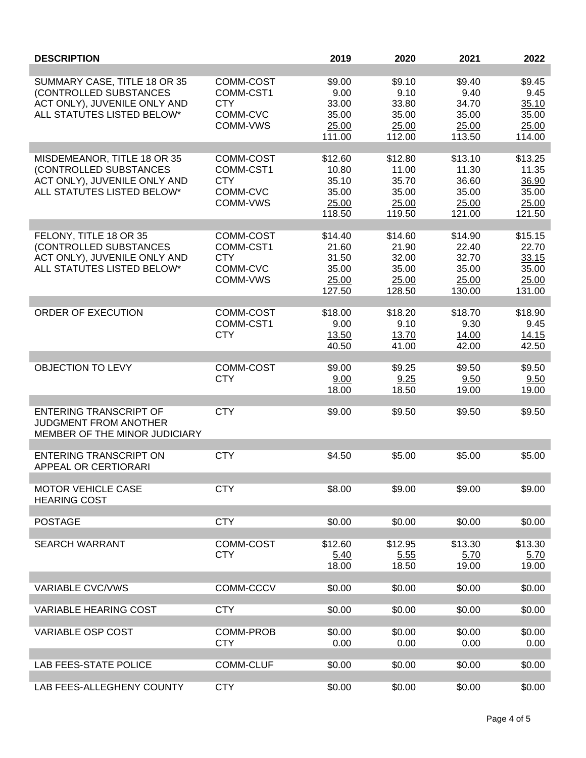| DESCRIPTION | | 2019 | 2020 | 2021 | 2022 |
|---|---|---|---|---|---|
| SUMMARY CASE, TITLE 18 OR 35 (CONTROLLED SUBSTANCES ACT ONLY), JUVENILE ONLY AND ALL STATUTES LISTED BELOW* | COMM-COST | $9.00 | $9.10 | $9.40 | $9.45 |
| | COMM-CST1 | 9.00 | 9.10 | 9.40 | 9.45 |
| | CTY | 33.00 | 33.80 | 34.70 | 35.10 |
| | COMM-CVC | 35.00 | 35.00 | 35.00 | 35.00 |
| | COMM-VWS | 25.00 | 25.00 | 25.00 | 25.00 |
| | | 111.00 | 112.00 | 113.50 | 114.00 |
| MISDEMEANOR, TITLE 18 OR 35 (CONTROLLED SUBSTANCES ACT ONLY), JUVENILE ONLY AND ALL STATUTES LISTED BELOW* | COMM-COST | $12.60 | $12.80 | $13.10 | $13.25 |
| | COMM-CST1 | 10.80 | 11.00 | 11.30 | 11.35 |
| | CTY | 35.10 | 35.70 | 36.60 | 36.90 |
| | COMM-CVC | 35.00 | 35.00 | 35.00 | 35.00 |
| | COMM-VWS | 25.00 | 25.00 | 25.00 | 25.00 |
| | | 118.50 | 119.50 | 121.00 | 121.50 |
| FELONY, TITLE 18 OR 35 (CONTROLLED SUBSTANCES ACT ONLY), JUVENILE ONLY AND ALL STATUTES LISTED BELOW* | COMM-COST | $14.40 | $14.60 | $14.90 | $15.15 |
| | COMM-CST1 | 21.60 | 21.90 | 22.40 | 22.70 |
| | CTY | 31.50 | 32.00 | 32.70 | 33.15 |
| | COMM-CVC | 35.00 | 35.00 | 35.00 | 35.00 |
| | COMM-VWS | 25.00 | 25.00 | 25.00 | 25.00 |
| | | 127.50 | 128.50 | 130.00 | 131.00 |
| ORDER OF EXECUTION | COMM-COST | $18.00 | $18.20 | $18.70 | $18.90 |
| | COMM-CST1 | 9.00 | 9.10 | 9.30 | 9.45 |
| | CTY | 13.50 | 13.70 | 14.00 | 14.15 |
| | | 40.50 | 41.00 | 42.00 | 42.50 |
| OBJECTION TO LEVY | COMM-COST | $9.00 | $9.25 | $9.50 | $9.50 |
| | CTY | 9.00 | 9.25 | 9.50 | 9.50 |
| | | 18.00 | 18.50 | 19.00 | 19.00 |
| ENTERING TRANSCRIPT OF JUDGMENT FROM ANOTHER MEMBER OF THE MINOR JUDICIARY | CTY | $9.00 | $9.50 | $9.50 | $9.50 |
| ENTERING TRANSCRIPT ON APPEAL OR CERTIORARI | CTY | $4.50 | $5.00 | $5.00 | $5.00 |
| MOTOR VEHICLE CASE HEARING COST | CTY | $8.00 | $9.00 | $9.00 | $9.00 |
| POSTAGE | CTY | $0.00 | $0.00 | $0.00 | $0.00 |
| SEARCH WARRANT | COMM-COST | $12.60 | $12.95 | $13.30 | $13.30 |
| | CTY | 5.40 | 5.55 | 5.70 | 5.70 |
| | | 18.00 | 18.50 | 19.00 | 19.00 |
| VARIABLE CVC/VWS | COMM-CCCV | $0.00 | $0.00 | $0.00 | $0.00 |
| VARIABLE HEARING COST | CTY | $0.00 | $0.00 | $0.00 | $0.00 |
| VARIABLE OSP COST | COMM-PROB | $0.00 | $0.00 | $0.00 | $0.00 |
| | CTY | 0.00 | 0.00 | 0.00 | 0.00 |
| LAB FEES-STATE POLICE | COMM-CLUF | $0.00 | $0.00 | $0.00 | $0.00 |
| LAB FEES-ALLEGHENY COUNTY | CTY | $0.00 | $0.00 | $0.00 | $0.00 |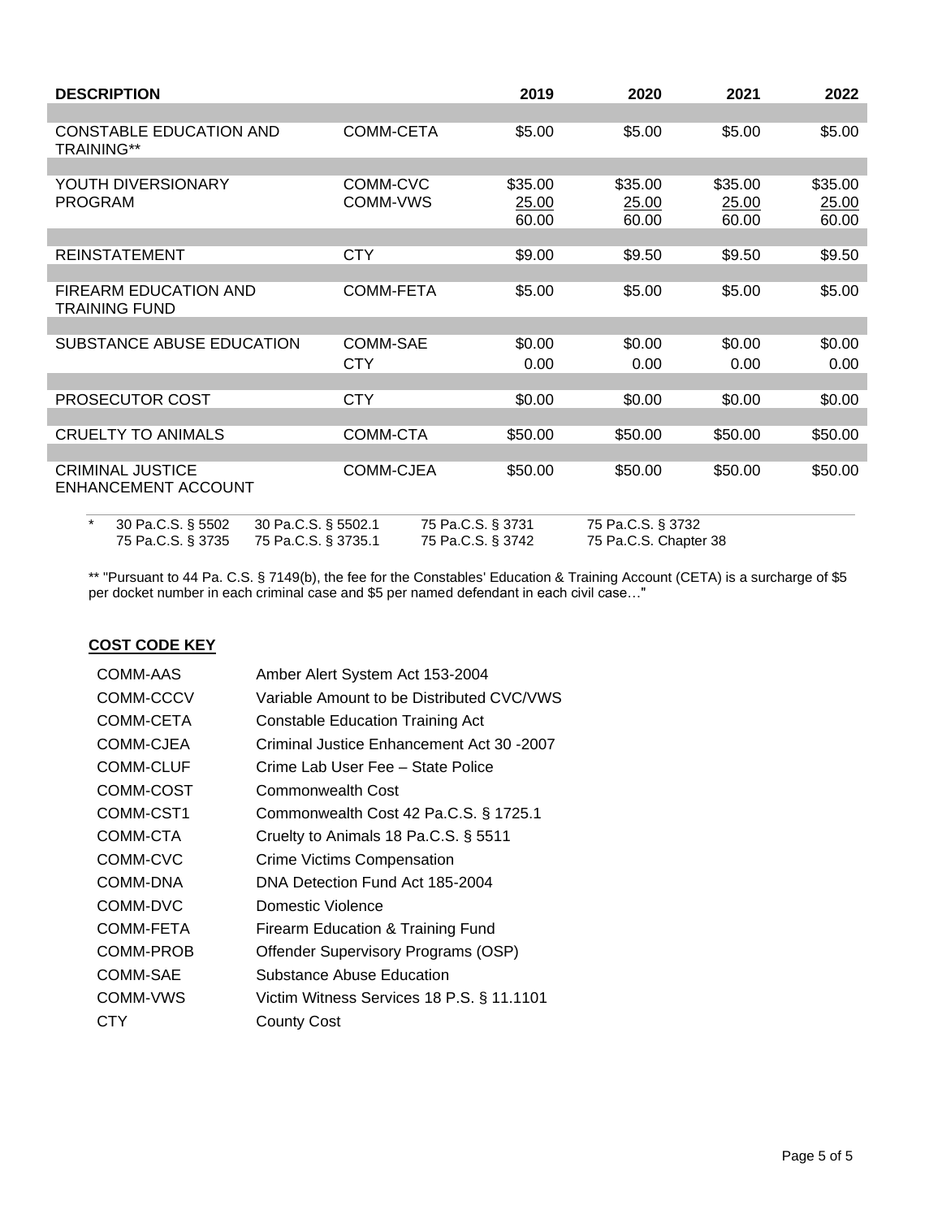| DESCRIPTION | | 2019 | 2020 | 2021 | 2022 |
|---|---|---|---|---|---|
| CONSTABLE EDUCATION AND TRAINING** | COMM-CETA | $5.00 | $5.00 | $5.00 | $5.00 |
| YOUTH DIVERSIONARY PROGRAM | COMM-CVC | $35.00 | $35.00 | $35.00 | $35.00 |
| | COMM-VWS | 25.00 | 25.00 | 25.00 | 25.00 |
| | | 60.00 | 60.00 | 60.00 | 60.00 |
| REINSTATEMENT | CTY | $9.00 | $9.50 | $9.50 | $9.50 |
| FIREARM EDUCATION AND TRAINING FUND | COMM-FETA | $5.00 | $5.00 | $5.00 | $5.00 |
| SUBSTANCE ABUSE EDUCATION | COMM-SAE | $0.00 | $0.00 | $0.00 | $0.00 |
| | CTY | 0.00 | 0.00 | 0.00 | 0.00 |
| PROSECUTOR COST | CTY | $0.00 | $0.00 | $0.00 | $0.00 |
| CRUELTY TO ANIMALS | COMM-CTA | $50.00 | $50.00 | $50.00 | $50.00 |
| CRIMINAL JUSTICE ENHANCEMENT ACCOUNT | COMM-CJEA | $50.00 | $50.00 | $50.00 | $50.00 |

\* 30 Pa.C.S. § 5502 30 Pa.C.S. § 5502.1 75 Pa.C.S. § 3731 75 Pa.C.S. § 3732
75 Pa.C.S. § 3735 75 Pa.C.S. § 3735.1 75 Pa.C.S. § 3742 75 Pa.C.S. Chapter 38

** "Pursuant to 44 Pa. C.S. § 7149(b), the fee for the Constables' Education & Training Account (CETA) is a surcharge of $5 per docket number in each criminal case and $5 per named defendant in each civil case…"

**COST CODE KEY**

| | |
|---|---|
| COMM-AAS | Amber Alert System Act 153-2004 |
| COMM-CCCV | Variable Amount to be Distributed CVC/VWS |
| COMM-CETA | Constable Education Training Act |
| COMM-CJEA | Criminal Justice Enhancement Act 30 -2007 |
| COMM-CLUF | Crime Lab User Fee – State Police |
| COMM-COST | Commonwealth Cost |
| COMM-CST1 | Commonwealth Cost 42 Pa.C.S. § 1725.1 |
| COMM-CTA | Cruelty to Animals 18 Pa.C.S. § 5511 |
| COMM-CVC | Crime Victims Compensation |
| COMM-DNA | DNA Detection Fund Act 185-2004 |
| COMM-DVC | Domestic Violence |
| COMM-FETA | Firearm Education & Training Fund |
| COMM-PROB | Offender Supervisory Programs (OSP) |
| COMM-SAE | Substance Abuse Education |
| COMM-VWS | Victim Witness Services 18 P.S. § 11.1101 |
| CTY | County Cost |